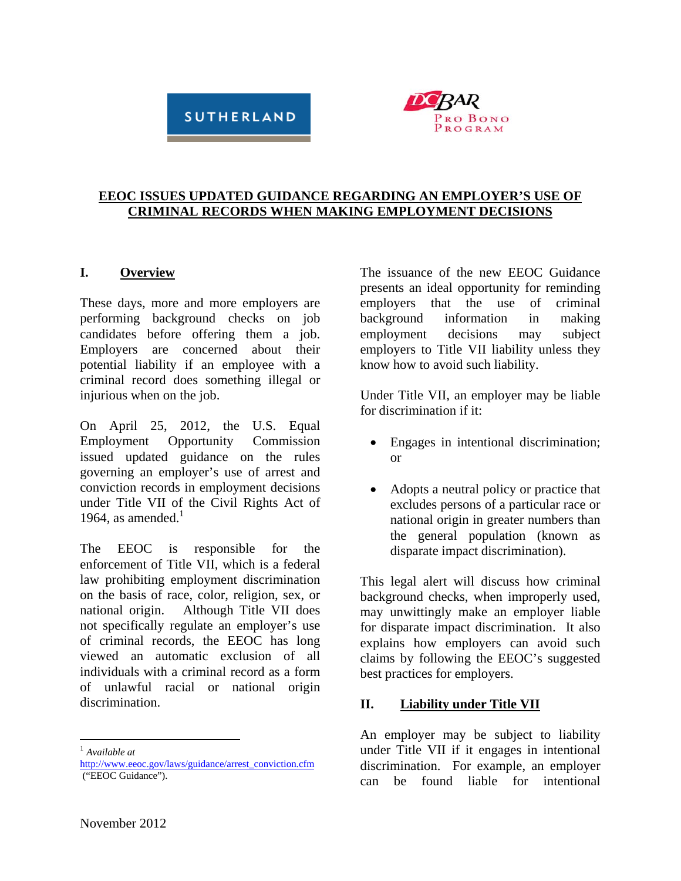SUTHERLAND

DC BAR Pro Bono Program

# EEOC ISSUES UPDATED GUIDANCE REGARDING AN EMPLOYER'S USE OF CRIMINAL RECORDS WHEN MAKING EMPLOYMENT DECISIONS

## I. Overview

These days, more and more employers are performing background checks on job candidates before offering them a job. Employers are concerned about their potential liability if an employee with a criminal record does something illegal or injurious when on the job.

On April 25, 2012, the U.S. Equal Employment Opportunity Commission issued updated guidance on the rules governing an employer's use of arrest and conviction records in employment decisions under Title VII of the Civil Rights Act of 1964, as amended.[1]

The EEOC is responsible for the enforcement of Title VII, which is a federal law prohibiting employment discrimination on the basis of race, color, religion, sex, or national origin. Although Title VII does not specifically regulate an employer's use of criminal records, the EEOC has long viewed an automatic exclusion of all individuals with a criminal record as a form of unlawful racial or national origin discrimination.

The issuance of the new EEOC Guidance presents an ideal opportunity for reminding employers that the use of criminal background information in making employment decisions may subject employers to Title VII liability unless they know how to avoid such liability.

Under Title VII, an employer may be liable for discrimination if it:

- Engages in intentional discrimination; or
- Adopts a neutral policy or practice that excludes persons of a particular race or national origin in greater numbers than the general population (known as disparate impact discrimination).

This legal alert will discuss how criminal background checks, when improperly used, may unwittingly make an employer liable for disparate impact discrimination. It also explains how employers can avoid such claims by following the EEOC's suggested best practices for employers.

## II. Liability under Title VII

An employer may be subject to liability under Title VII if it engages in intentional discrimination. For example, an employer can be found liable for intentional

---

[1] *Available at* http://www.eeoc.gov/laws/guidance/arrest_conviction.cfm ("EEOC Guidance").

November 2012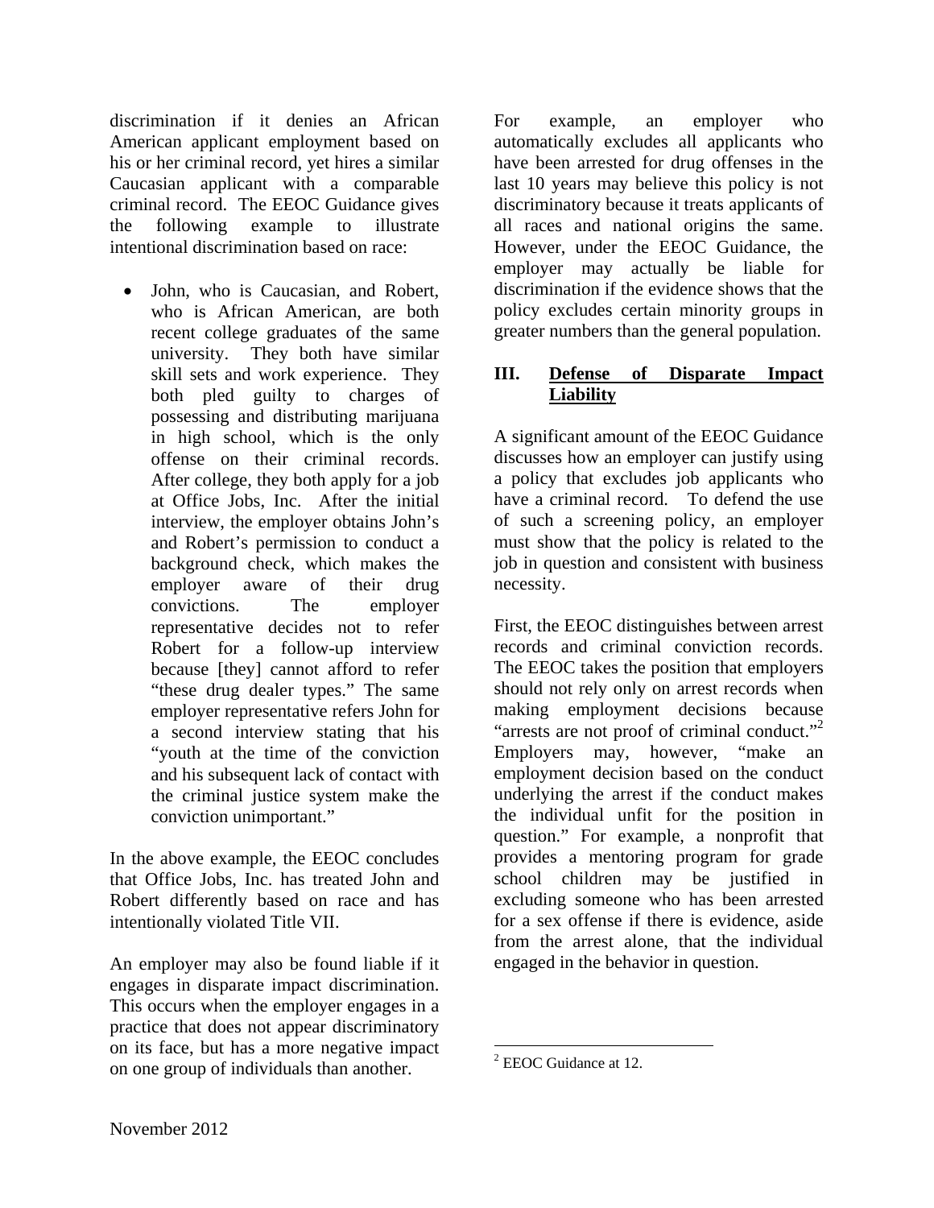discrimination if it denies an African American applicant employment based on his or her criminal record, yet hires a similar Caucasian applicant with a comparable criminal record. The EEOC Guidance gives the following example to illustrate intentional discrimination based on race:

- John, who is Caucasian, and Robert, who is African American, are both recent college graduates of the same university. They both have similar skill sets and work experience. They both pled guilty to charges of possessing and distributing marijuana in high school, which is the only offense on their criminal records. After college, they both apply for a job at Office Jobs, Inc. After the initial interview, the employer obtains John's and Robert's permission to conduct a background check, which makes the employer aware of their drug convictions. The employer representative decides not to refer Robert for a follow-up interview because [they] cannot afford to refer "these drug dealer types." The same employer representative refers John for a second interview stating that his "youth at the time of the conviction and his subsequent lack of contact with the criminal justice system make the conviction unimportant."

In the above example, the EEOC concludes that Office Jobs, Inc. has treated John and Robert differently based on race and has intentionally violated Title VII.

An employer may also be found liable if it engages in disparate impact discrimination. This occurs when the employer engages in a practice that does not appear discriminatory on its face, but has a more negative impact on one group of individuals than another. For example, an employer who automatically excludes all applicants who have been arrested for drug offenses in the last 10 years may believe this policy is not discriminatory because it treats applicants of all races and national origins the same. However, under the EEOC Guidance, the employer may actually be liable for discrimination if the evidence shows that the policy excludes certain minority groups in greater numbers than the general population.

## III. Defense of Disparate Impact Liability

A significant amount of the EEOC Guidance discusses how an employer can justify using a policy that excludes job applicants who have a criminal record. To defend the use of such a screening policy, an employer must show that the policy is related to the job in question and consistent with business necessity.

First, the EEOC distinguishes between arrest records and criminal conviction records. The EEOC takes the position that employers should not rely only on arrest records when making employment decisions because "arrests are not proof of criminal conduct."[2] Employers may, however, "make an employment decision based on the conduct underlying the arrest if the conduct makes the individual unfit for the position in question." For example, a nonprofit that provides a mentoring program for grade school children may be justified in excluding someone who has been arrested for a sex offense if there is evidence, aside from the arrest alone, that the individual engaged in the behavior in question.

[2] EEOC Guidance at 12.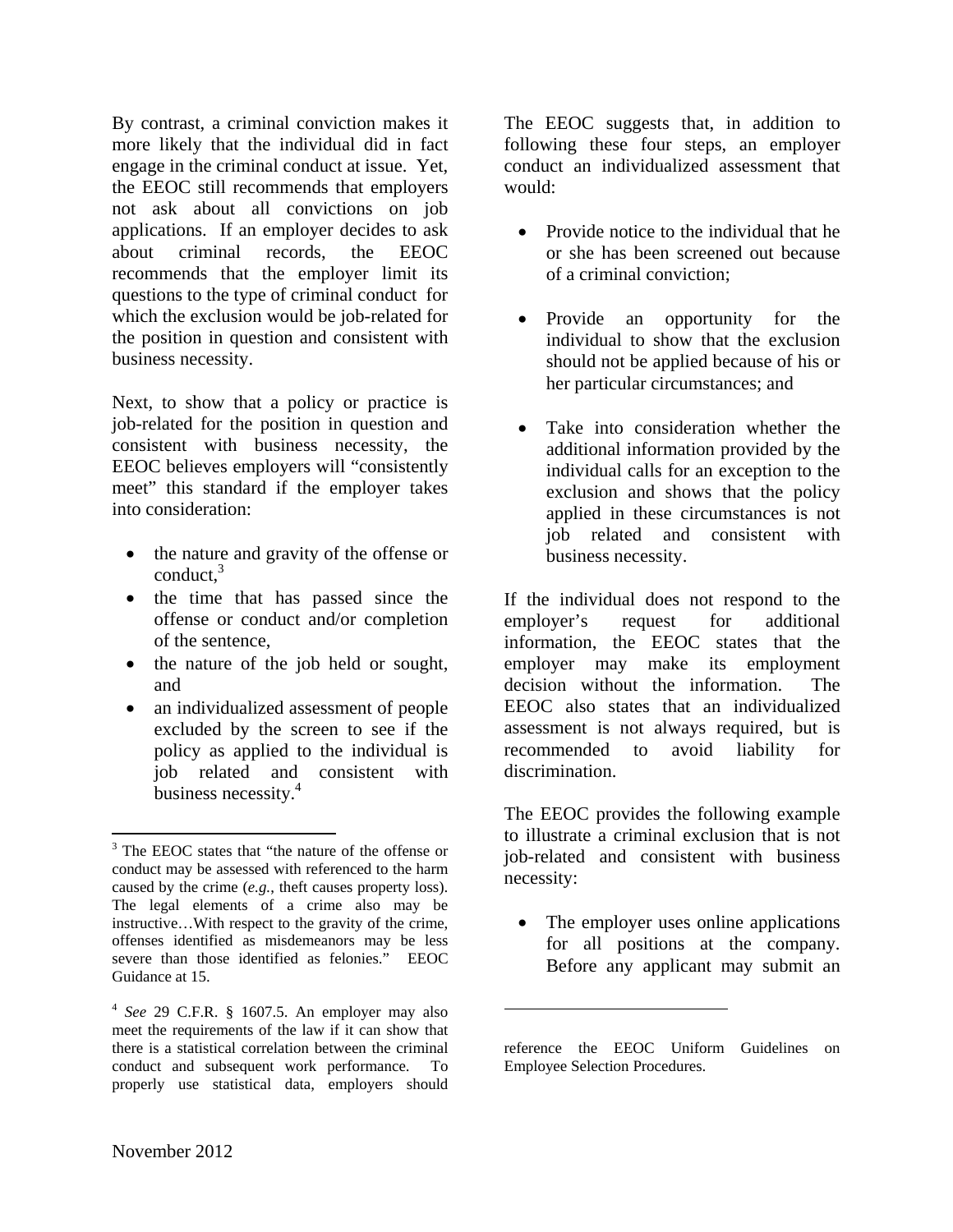By contrast, a criminal conviction makes it more likely that the individual did in fact engage in the criminal conduct at issue. Yet, the EEOC still recommends that employers not ask about all convictions on job applications. If an employer decides to ask about criminal records, the EEOC recommends that the employer limit its questions to the type of criminal conduct for which the exclusion would be job-related for the position in question and consistent with business necessity.

Next, to show that a policy or practice is job-related for the position in question and consistent with business necessity, the EEOC believes employers will "consistently meet" this standard if the employer takes into consideration:

- the nature and gravity of the offense or conduct,[3]
- the time that has passed since the offense or conduct and/or completion of the sentence,
- the nature of the job held or sought, and
- an individualized assessment of people excluded by the screen to see if the policy as applied to the individual is job related and consistent with business necessity.[4]

The EEOC suggests that, in addition to following these four steps, an employer conduct an individualized assessment that would:

- Provide notice to the individual that he or she has been screened out because of a criminal conviction;
- Provide an opportunity for the individual to show that the exclusion should not be applied because of his or her particular circumstances; and
- Take into consideration whether the additional information provided by the individual calls for an exception to the exclusion and shows that the policy applied in these circumstances is not job related and consistent with business necessity.

If the individual does not respond to the employer's request for additional information, the EEOC states that the employer may make its employment decision without the information. The EEOC also states that an individualized assessment is not always required, but is recommended to avoid liability for discrimination.

The EEOC provides the following example to illustrate a criminal exclusion that is not job-related and consistent with business necessity:

- The employer uses online applications for all positions at the company. Before any applicant may submit an

---

[3] The EEOC states that "the nature of the offense or conduct may be assessed with referenced to the harm caused by the crime (*e.g.*, theft causes property loss). The legal elements of a crime also may be instructive…With respect to the gravity of the crime, offenses identified as misdemeanors may be less severe than those identified as felonies." EEOC Guidance at 15.

[4] *See* 29 C.F.R. § 1607.5. An employer may also meet the requirements of the law if it can show that there is a statistical correlation between the criminal conduct and subsequent work performance. To properly use statistical data, employers should reference the EEOC Uniform Guidelines on Employee Selection Procedures.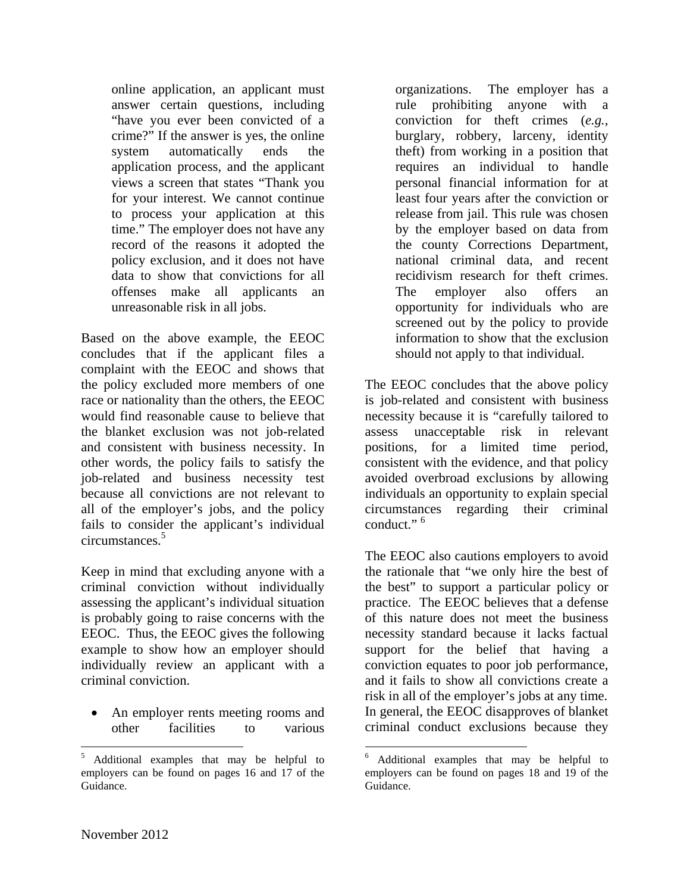online application, an applicant must answer certain questions, including "have you ever been convicted of a crime?" If the answer is yes, the online system automatically ends the application process, and the applicant views a screen that states "Thank you for your interest. We cannot continue to process your application at this time." The employer does not have any record of the reasons it adopted the policy exclusion, and it does not have data to show that convictions for all offenses make all applicants an unreasonable risk in all jobs.

Based on the above example, the EEOC concludes that if the applicant files a complaint with the EEOC and shows that the policy excluded more members of one race or nationality than the others, the EEOC would find reasonable cause to believe that the blanket exclusion was not job-related and consistent with business necessity. In other words, the policy fails to satisfy the job-related and business necessity test because all convictions are not relevant to all of the employer's jobs, and the policy fails to consider the applicant's individual circumstances.[5]

Keep in mind that excluding anyone with a criminal conviction without individually assessing the applicant's individual situation is probably going to raise concerns with the EEOC. Thus, the EEOC gives the following example to show how an employer should individually review an applicant with a criminal conviction.

- An employer rents meeting rooms and other facilities to various organizations. The employer has a rule prohibiting anyone with a conviction for theft crimes (*e.g.*, burglary, robbery, larceny, identity theft) from working in a position that requires an individual to handle personal financial information for at least four years after the conviction or release from jail. This rule was chosen by the employer based on data from the county Corrections Department, national criminal data, and recent recidivism research for theft crimes. The employer also offers an opportunity for individuals who are screened out by the policy to provide information to show that the exclusion should not apply to that individual.

The EEOC concludes that the above policy is job-related and consistent with business necessity because it is "carefully tailored to assess unacceptable risk in relevant positions, for a limited time period, consistent with the evidence, and that policy avoided overbroad exclusions by allowing individuals an opportunity to explain special circumstances regarding their criminal conduct."[6]

The EEOC also cautions employers to avoid the rationale that "we only hire the best of the best" to support a particular policy or practice. The EEOC believes that a defense of this nature does not meet the business necessity standard because it lacks factual support for the belief that having a conviction equates to poor job performance, and it fails to show all convictions create a risk in all of the employer's jobs at any time. In general, the EEOC disapproves of blanket criminal conduct exclusions because they

---

[5] Additional examples that may be helpful to employers can be found on pages 16 and 17 of the Guidance.

[6] Additional examples that may be helpful to employers can be found on pages 18 and 19 of the Guidance.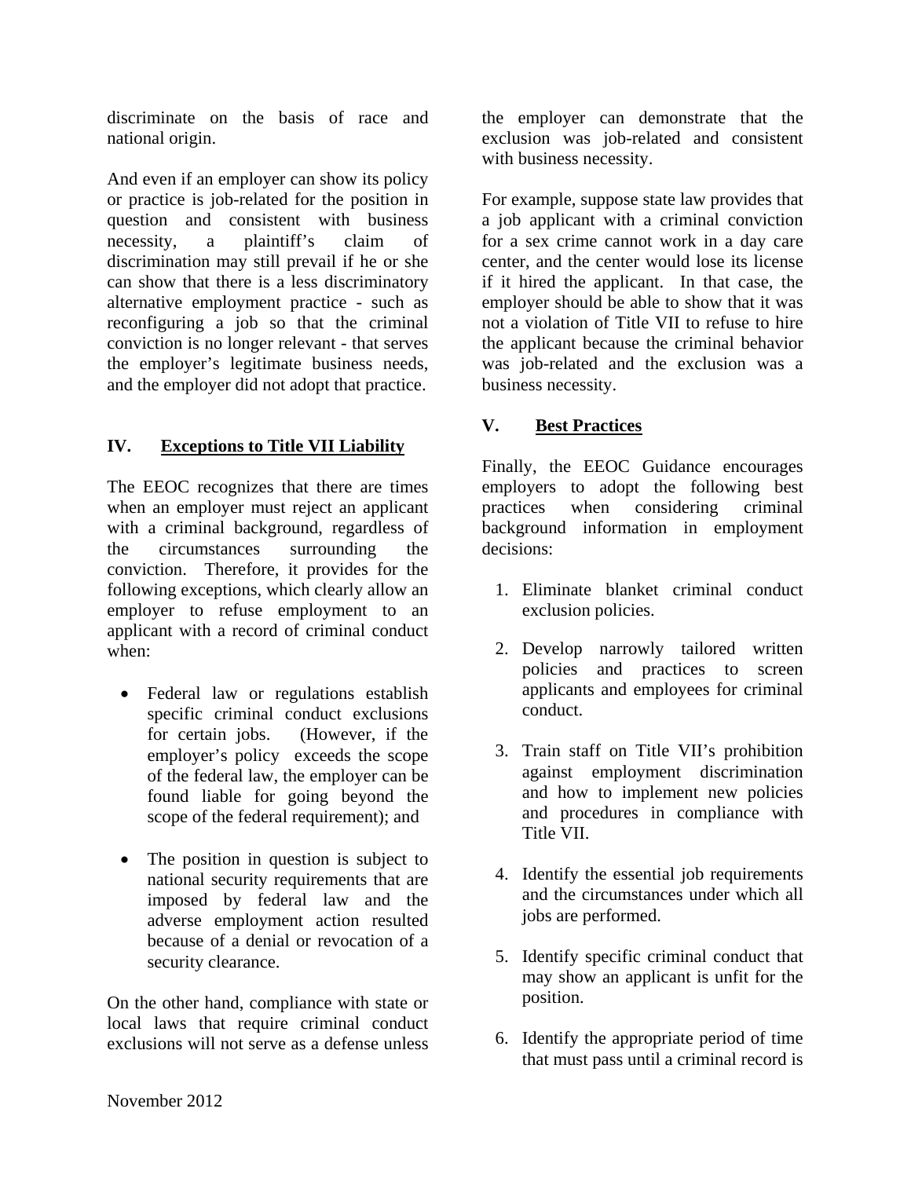discriminate on the basis of race and national origin.

And even if an employer can show its policy or practice is job-related for the position in question and consistent with business necessity, a plaintiff's claim of discrimination may still prevail if he or she can show that there is a less discriminatory alternative employment practice - such as reconfiguring a job so that the criminal conviction is no longer relevant - that serves the employer's legitimate business needs, and the employer did not adopt that practice.

## IV. Exceptions to Title VII Liability

The EEOC recognizes that there are times when an employer must reject an applicant with a criminal background, regardless of the circumstances surrounding the conviction. Therefore, it provides for the following exceptions, which clearly allow an employer to refuse employment to an applicant with a record of criminal conduct when:

- Federal law or regulations establish specific criminal conduct exclusions for certain jobs. (However, if the employer's policy exceeds the scope of the federal law, the employer can be found liable for going beyond the scope of the federal requirement); and
- The position in question is subject to national security requirements that are imposed by federal law and the adverse employment action resulted because of a denial or revocation of a security clearance.

On the other hand, compliance with state or local laws that require criminal conduct exclusions will not serve as a defense unless the employer can demonstrate that the exclusion was job-related and consistent with business necessity.

For example, suppose state law provides that a job applicant with a criminal conviction for a sex crime cannot work in a day care center, and the center would lose its license if it hired the applicant. In that case, the employer should be able to show that it was not a violation of Title VII to refuse to hire the applicant because the criminal behavior was job-related and the exclusion was a business necessity.

## V. Best Practices

Finally, the EEOC Guidance encourages employers to adopt the following best practices when considering criminal background information in employment decisions:

1. Eliminate blanket criminal conduct exclusion policies.
2. Develop narrowly tailored written policies and practices to screen applicants and employees for criminal conduct.
3. Train staff on Title VII's prohibition against employment discrimination and how to implement new policies and procedures in compliance with Title VII.
4. Identify the essential job requirements and the circumstances under which all jobs are performed.
5. Identify specific criminal conduct that may show an applicant is unfit for the position.
6. Identify the appropriate period of time that must pass until a criminal record is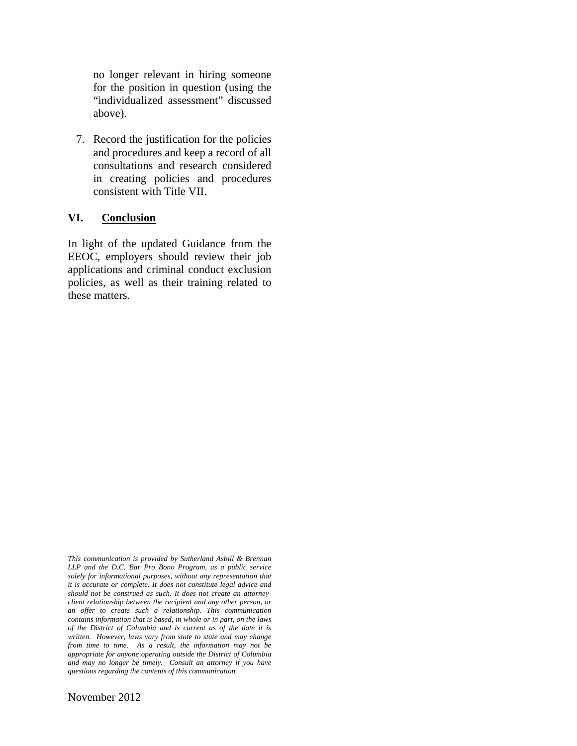no longer relevant in hiring someone for the position in question (using the "individualized assessment" discussed above).

7. Record the justification for the policies and procedures and keep a record of all consultations and research considered in creating policies and procedures consistent with Title VII.

## VI. Conclusion

In light of the updated Guidance from the EEOC, employers should review their job applications and criminal conduct exclusion policies, as well as their training related to these matters.

*This communication is provided by Sutherland Asbill & Brennan LLP and the D.C. Bar Pro Bono Program, as a public service solely for informational purposes, without any representation that it is accurate or complete. It does not constitute legal advice and should not be construed as such. It does not create an attorney-client relationship between the recipient and any other person, or an offer to create such a relationship. This communication contains information that is based, in whole or in part, on the laws of the District of Columbia and is current as of the date it is written. However, laws vary from state to state and may change from time to time. As a result, the information may not be appropriate for anyone operating outside the District of Columbia and may no longer be timely. Consult an attorney if you have questions regarding the contents of this communication.*

November 2012